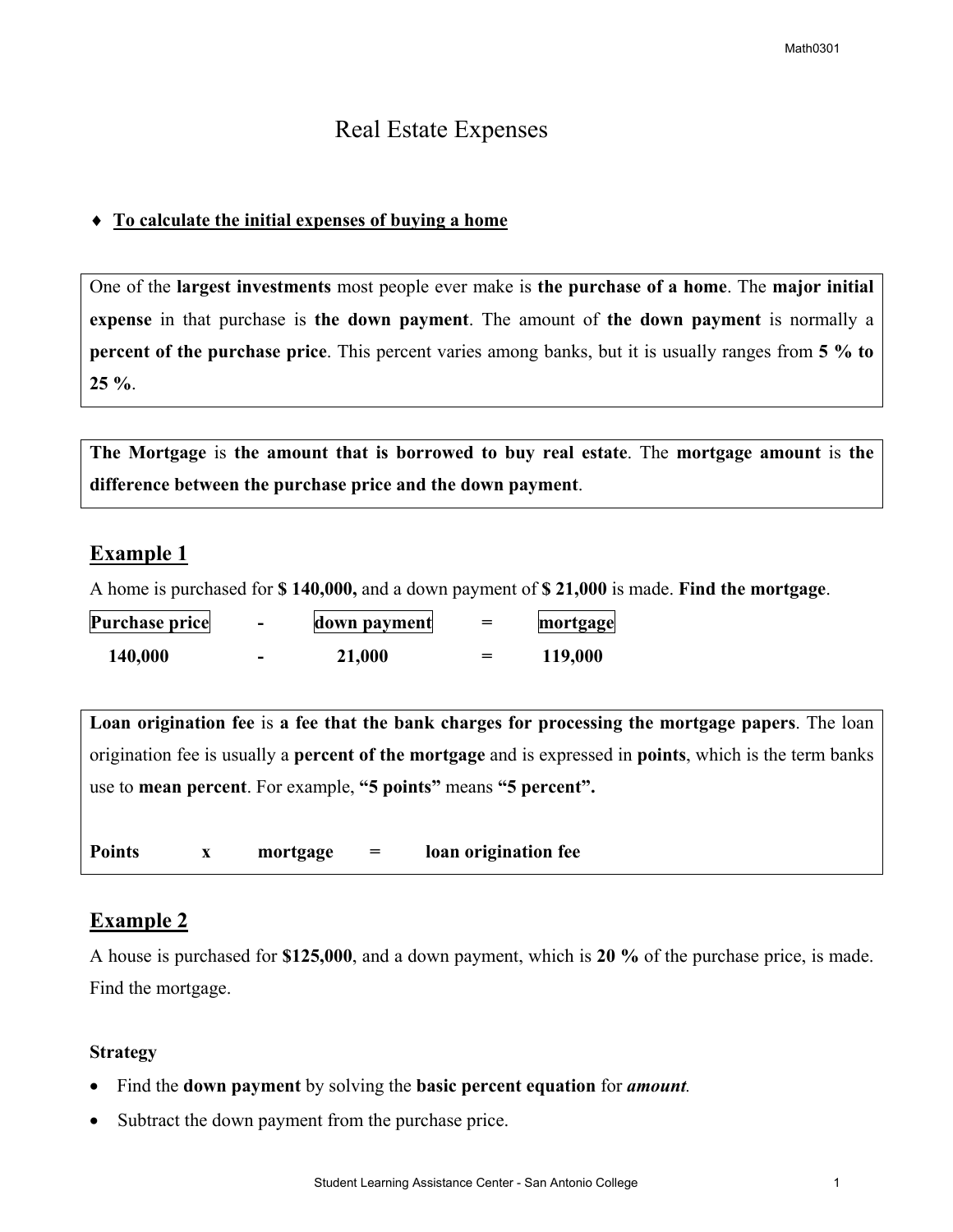# Real Estate Expenses

♦ **To calculate the initial expenses of buying a home**

One of the **largest investments** most people ever make is **the purchase of a home**. The **major initial expense** in that purchase is **the down payment**. The amount of **the down payment** is normally a **percent of the purchase price**. This percent varies among banks, but it is usually ranges from **5 % to 25 %**.

**The Mortgage** is **the amount that is borrowed to buy real estate**. The **mortgage amount** is **the difference between the purchase price and the down payment**.

## Example 1

A home is purchased for **$ 140,000,** and a down payment of **$ 21,000** is made. **Find the mortgage**.

| Purchase price | - | down payment | = | mortgage |
|---|---|---|---|---|
| **140,000** | - | **21,000** | = | **119,000** |

**Loan origination fee** is **a fee that the bank charges for processing the mortgage papers**. The loan origination fee is usually a **percent of the mortgage** and is expressed in **points**, which is the term banks use to **mean percent**. For example, **"5 points"** means **"5 percent".**

**Points x mortgage = loan origination fee**

## Example 2

A house is purchased for **$125,000**, and a down payment, which is **20 %** of the purchase price, is made. Find the mortgage.

**Strategy**

- Find the **down payment** by solving the **basic percent equation** for ***amount***.
- Subtract the down payment from the purchase price.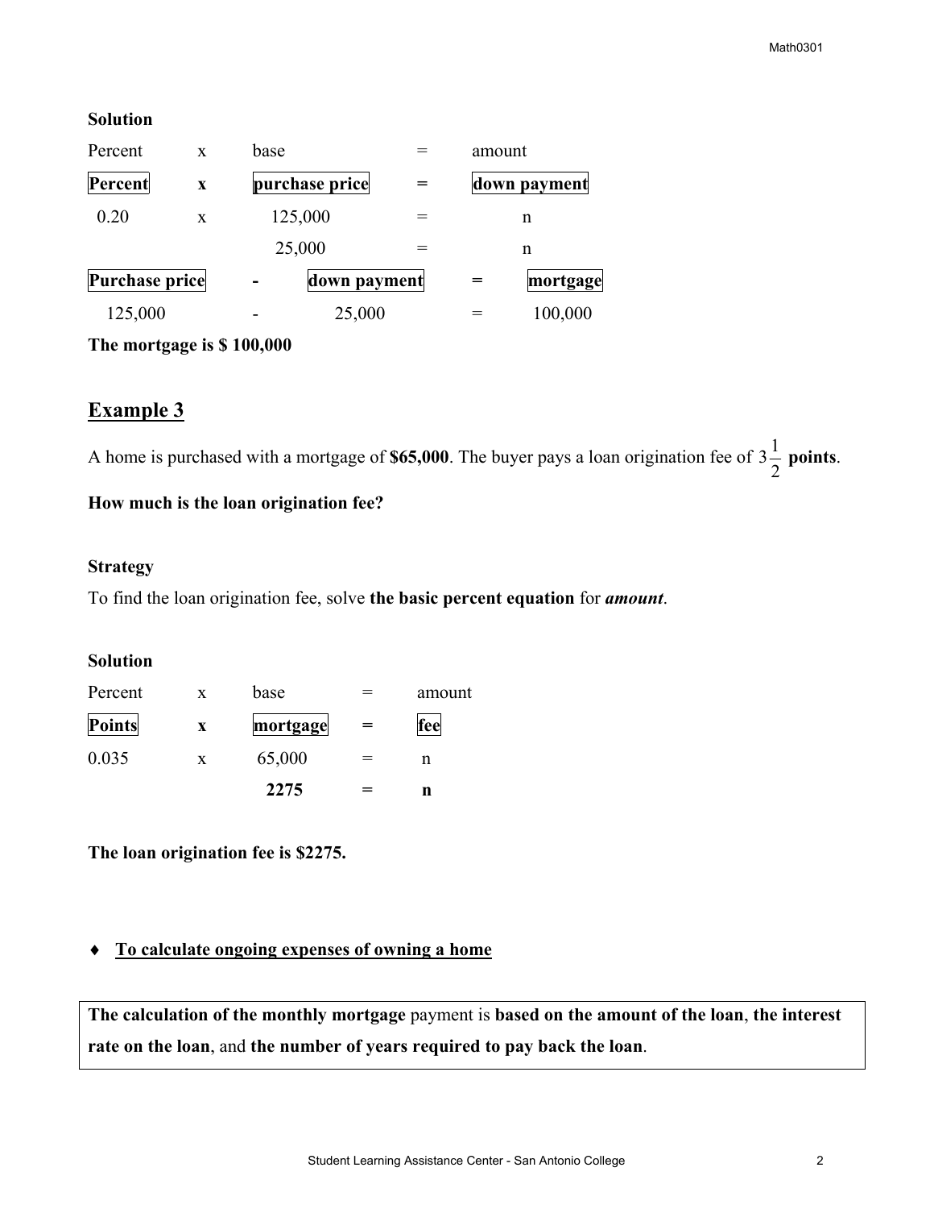**Solution**

| Percent | x | base | = | amount |
|---|---|---|---|---|
| **Percent** | **x** | **purchase price** | **=** | **down payment** |
| 0.20 | x | 125,000 | = | n |
| | | 25,000 | = | n |

| Purchase price | - | down payment | = | mortgage |
|---|---|---|---|---|
| 125,000 | - | 25,000 | = | 100,000 |

**The mortgage is $ 100,000**

## Example 3

A home is purchased with a mortgage of **$65,000**. The buyer pays a loan origination fee of $3\frac{1}{2}$ **points**.

**How much is the loan origination fee?**

**Strategy**

To find the loan origination fee, solve **the basic percent equation** for ***amount***.

**Solution**

| Percent | x | base | = | amount |
|---|---|---|---|---|
| **Points** | **x** | **mortgage** | **=** | **fee** |
| 0.035 | x | 65,000 | = | n |
| | | **2275** | **=** | **n** |

**The loan origination fee is $2275.**

♦ **To calculate ongoing expenses of owning a home**

**The calculation of the monthly mortgage** payment is **based on the amount of the loan**, **the interest rate on the loan**, and **the number of years required to pay back the loan**.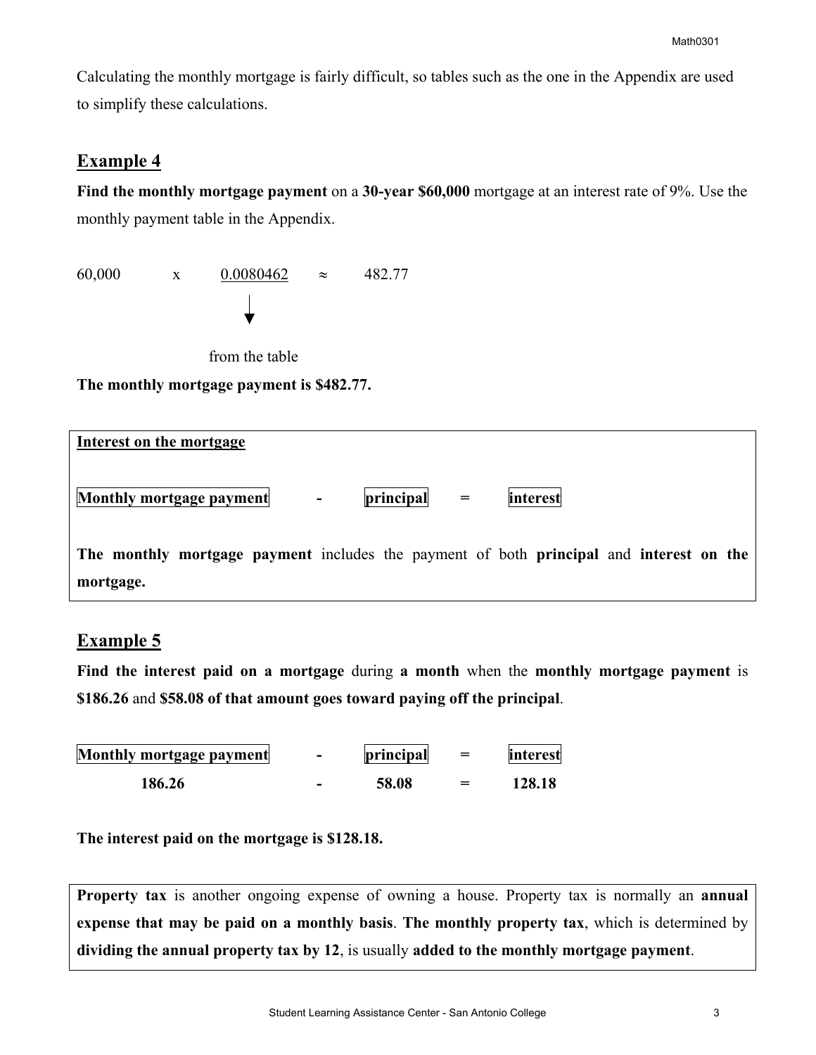Calculating the monthly mortgage is fairly difficult, so tables such as the one in the Appendix are used to simplify these calculations.

## Example 4

**Find the monthly mortgage payment** on a **30-year $60,000** mortgage at an interest rate of 9%. Use the monthly payment table in the Appendix.

$$60{,}000 \quad \times \quad \underline{0.0080462} \quad \approx \quad 482.77$$

(0.0080462 from the table)

**The monthly mortgage payment is $482.77.**

---

**Interest on the mortgage**

**Monthly mortgage payment** - **principal** = **interest**

**The monthly mortgage payment** includes the payment of both **principal** and **interest on the mortgage.**

---

## Example 5

**Find the interest paid on a mortgage** during **a month** when the **monthly mortgage payment** is **$186.26** and **$58.08 of that amount goes toward paying off the principal**.

| Monthly mortgage payment | - | principal | = | interest |
|---|---|---|---|---|
| **186.26** | - | **58.08** | = | **128.18** |

**The interest paid on the mortgage is $128.18.**

---

**Property tax** is another ongoing expense of owning a house. Property tax is normally an **annual expense that may be paid on a monthly basis**. **The monthly property tax**, which is determined by **dividing the annual property tax by 12**, is usually **added to the monthly mortgage payment**.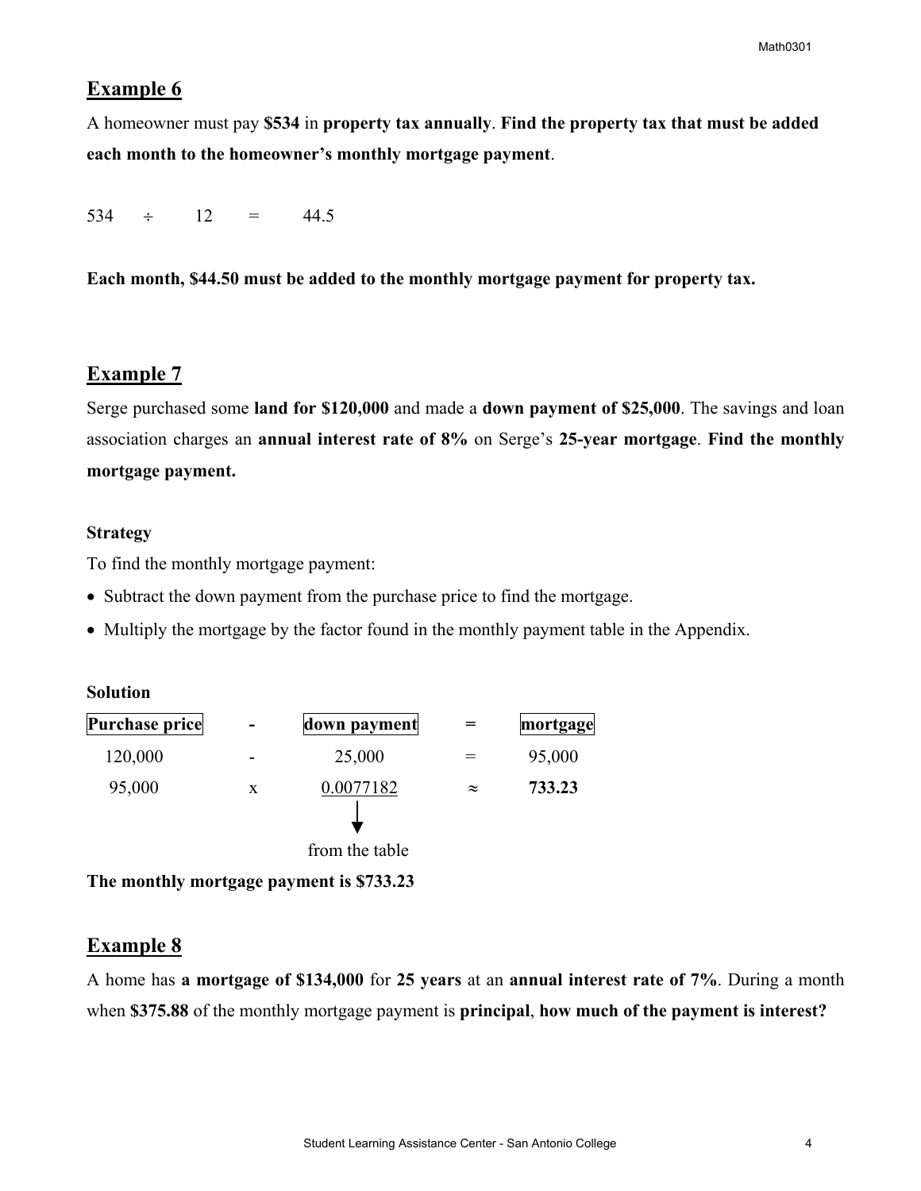## Example 6

A homeowner must pay **$534** in **property tax annually**. **Find the property tax that must be added each month to the homeowner's monthly mortgage payment**.

$534 \div 12 = 44.5$

**Each month, $44.50 must be added to the monthly mortgage payment for property tax.**

## Example 7

Serge purchased some **land for $120,000** and made a **down payment of $25,000**. The savings and loan association charges an **annual interest rate of 8%** on Serge's **25-year mortgage**. **Find the monthly mortgage payment.**

**Strategy**

To find the monthly mortgage payment:

- Subtract the down payment from the purchase price to find the mortgage.
- Multiply the mortgage by the factor found in the monthly payment table in the Appendix.

**Solution**

| Purchase price | - | down payment | = | mortgage |
|---|---|---|---|---|
| 120,000 | - | 25,000 | = | 95,000 |
| 95,000 | x | 0.0077182 (from the table) | ≈ | **733.23** |

**The monthly mortgage payment is $733.23**

## Example 8

A home has **a mortgage of $134,000** for **25 years** at an **annual interest rate of 7%**. During a month when **$375.88** of the monthly mortgage payment is **principal**, **how much of the payment is interest?**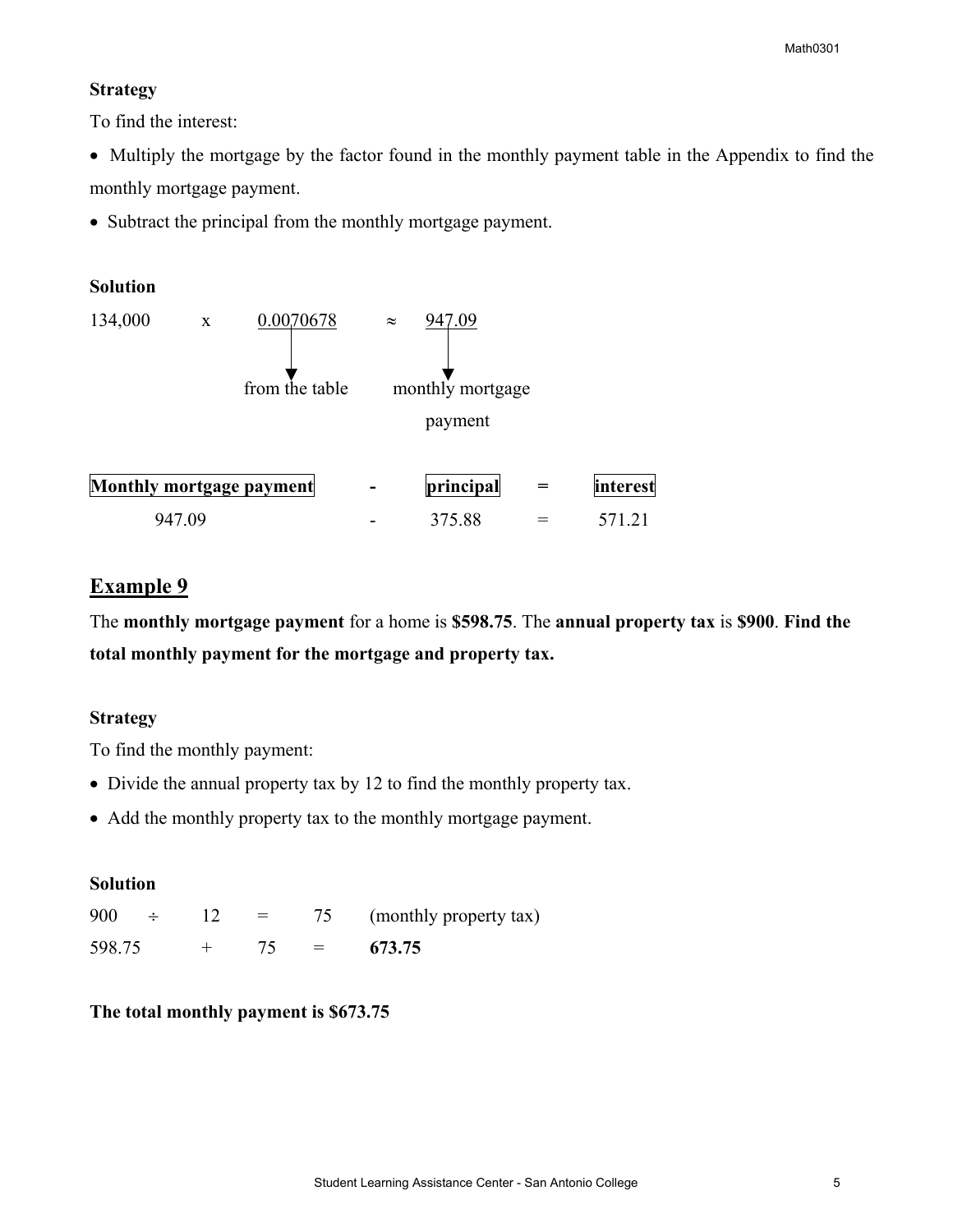**Strategy**

To find the interest:

- Multiply the mortgage by the factor found in the monthly payment table in the Appendix to find the monthly mortgage payment.
- Subtract the principal from the monthly mortgage payment.

**Solution**

$134{,}000 \times \underline{0.0070678} \approx \underline{947.09}$

0.0070678 ↓ from the table

947.09 ↓ monthly mortgage payment

| **Monthly mortgage payment** | - | **principal** | = | **interest** |
|---|---|---|---|---|
| 947.09 | - | 375.88 | = | 571.21 |

## Example 9

The **monthly mortgage payment** for a home is **$598.75**. The **annual property tax** is **$900**. **Find the total monthly payment for the mortgage and property tax.**

**Strategy**

To find the monthly payment:

- Divide the annual property tax by 12 to find the monthly property tax.
- Add the monthly property tax to the monthly mortgage payment.

**Solution**

$900 \div 12 = 75$ (monthly property tax)

$598.75 + 75 =$ **673.75**

**The total monthly payment is $673.75**